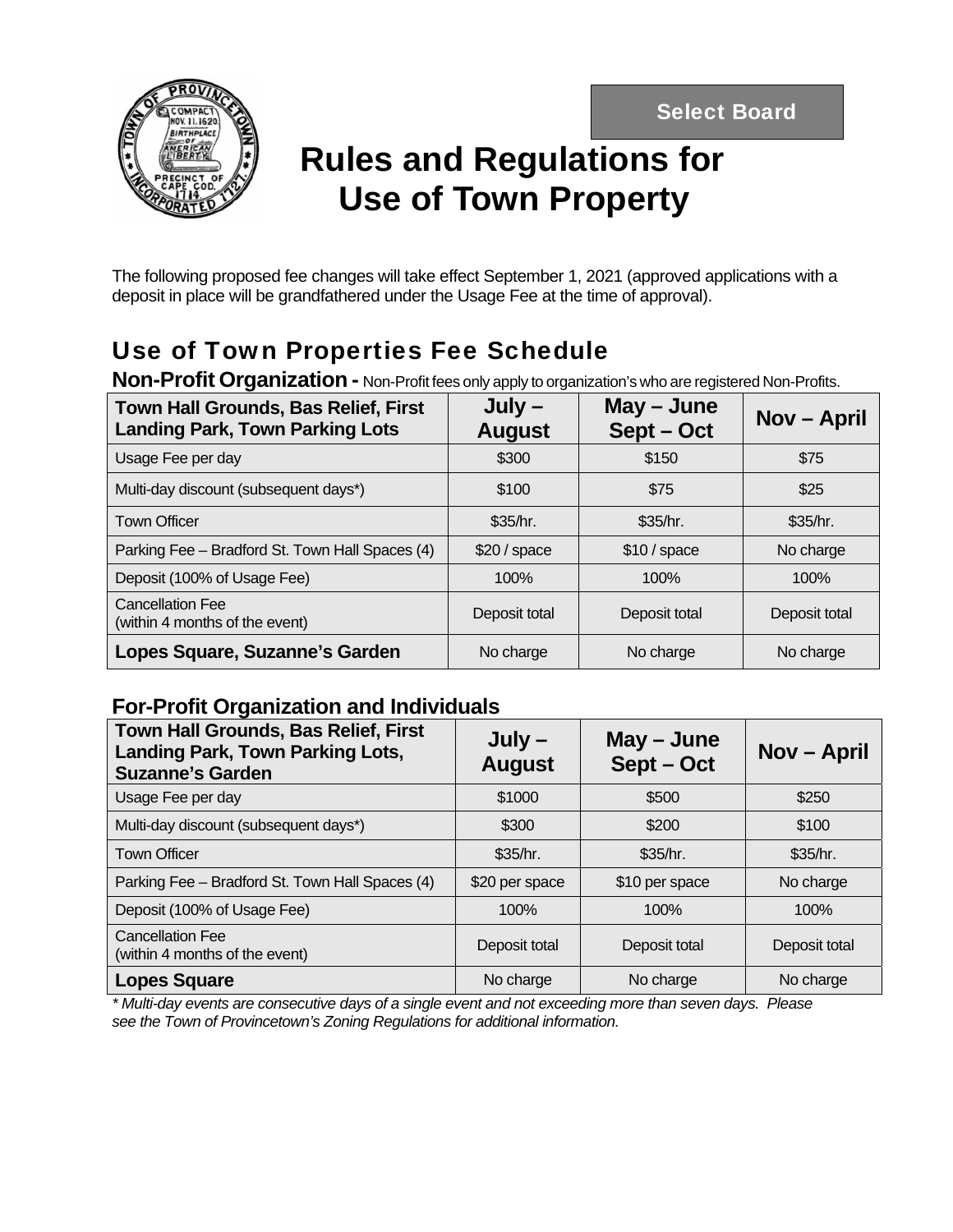Select Board

# Rules and Regulations for Use of Town Property

The following proposed fee changes will take effect September 1, 2021 (approved applications with a deposit in place will be grandfathered under the Usage Fee at the time of approval).

## Use of Town Properties Fee Schedule

**Non-Profit Organization -** Non-Profit fees only apply to organization's who are registered Non-Profits.

| Town Hall Grounds, Bas Relief, First Landing Park, Town Parking Lots | July – August | May – June Sept – Oct | Nov – April |
|---|---|---|---|
| Usage Fee per day | $300 | $150 | $75 |
| Multi-day discount (subsequent days*) | $100 | $75 | $25 |
| Town Officer | $35/hr. | $35/hr. | $35/hr. |
| Parking Fee – Bradford St. Town Hall Spaces (4) | $20 / space | $10 / space | No charge |
| Deposit (100% of Usage Fee) | 100% | 100% | 100% |
| Cancellation Fee (within 4 months of the event) | Deposit total | Deposit total | Deposit total |
| **Lopes Square, Suzanne's Garden** | No charge | No charge | No charge |

### For-Profit Organization and Individuals

| Town Hall Grounds, Bas Relief, First Landing Park, Town Parking Lots, Suzanne's Garden | July – August | May – June Sept – Oct | Nov – April |
|---|---|---|---|
| Usage Fee per day | $1000 | $500 | $250 |
| Multi-day discount (subsequent days*) | $300 | $200 | $100 |
| Town Officer | $35/hr. | $35/hr. | $35/hr. |
| Parking Fee – Bradford St. Town Hall Spaces (4) | $20 per space | $10 per space | No charge |
| Deposit (100% of Usage Fee) | 100% | 100% | 100% |
| Cancellation Fee (within 4 months of the event) | Deposit total | Deposit total | Deposit total |
| **Lopes Square** | No charge | No charge | No charge |

*\* Multi-day events are consecutive days of a single event and not exceeding more than seven days. Please see the Town of Provincetown's Zoning Regulations for additional information.*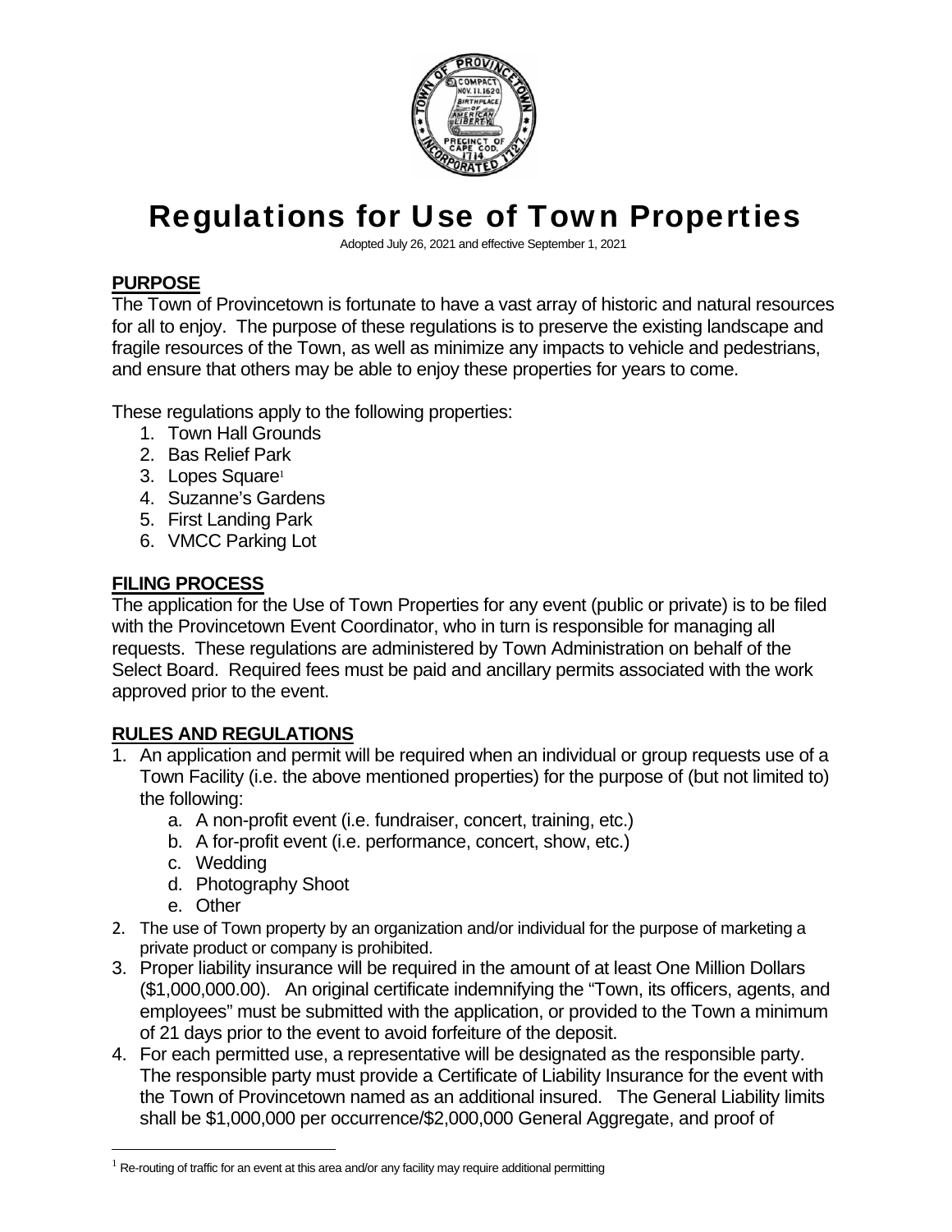# Regulations for Use of Town Properties

Adopted July 26, 2021 and effective September 1, 2021

## PURPOSE

The Town of Provincetown is fortunate to have a vast array of historic and natural resources for all to enjoy. The purpose of these regulations is to preserve the existing landscape and fragile resources of the Town, as well as minimize any impacts to vehicle and pedestrians, and ensure that others may be able to enjoy these properties for years to come.

These regulations apply to the following properties:

1. Town Hall Grounds
2. Bas Relief Park
3. Lopes Square[1]
4. Suzanne's Gardens
5. First Landing Park
6. VMCC Parking Lot

## FILING PROCESS

The application for the Use of Town Properties for any event (public or private) is to be filed with the Provincetown Event Coordinator, who in turn is responsible for managing all requests. These regulations are administered by Town Administration on behalf of the Select Board. Required fees must be paid and ancillary permits associated with the work approved prior to the event.

## RULES AND REGULATIONS

1. An application and permit will be required when an individual or group requests use of a Town Facility (i.e. the above mentioned properties) for the purpose of (but not limited to) the following:
   a. A non-profit event (i.e. fundraiser, concert, training, etc.)
   b. A for-profit event (i.e. performance, concert, show, etc.)
   c. Wedding
   d. Photography Shoot
   e. Other
2. The use of Town property by an organization and/or individual for the purpose of marketing a private product or company is prohibited.
3. Proper liability insurance will be required in the amount of at least One Million Dollars ($1,000,000.00). An original certificate indemnifying the "Town, its officers, agents, and employees" must be submitted with the application, or provided to the Town a minimum of 21 days prior to the event to avoid forfeiture of the deposit.
4. For each permitted use, a representative will be designated as the responsible party. The responsible party must provide a Certificate of Liability Insurance for the event with the Town of Provincetown named as an additional insured. The General Liability limits shall be $1,000,000 per occurrence/$2,000,000 General Aggregate, and proof of

[1] Re-routing of traffic for an event at this area and/or any facility may require additional permitting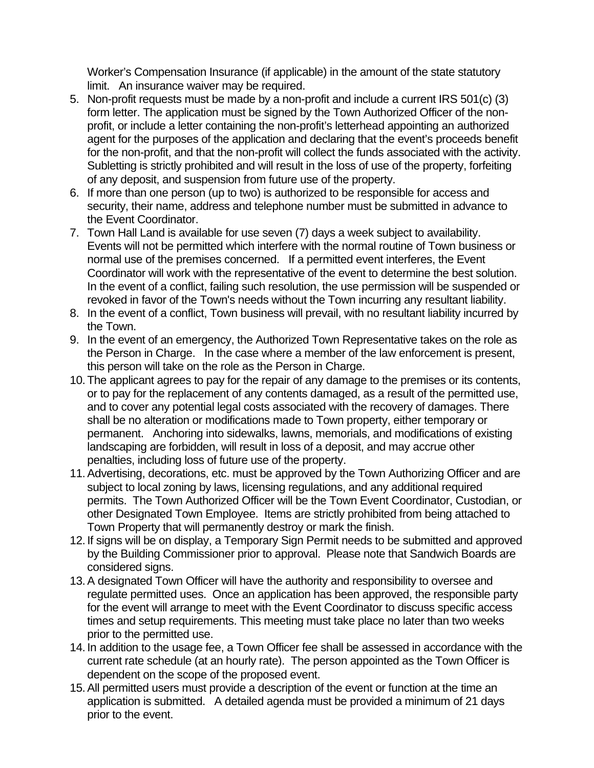Worker's Compensation Insurance (if applicable) in the amount of the state statutory limit. An insurance waiver may be required.

5. Non-profit requests must be made by a non-profit and include a current IRS 501(c) (3) form letter. The application must be signed by the Town Authorized Officer of the non-profit, or include a letter containing the non-profit's letterhead appointing an authorized agent for the purposes of the application and declaring that the event's proceeds benefit for the non-profit, and that the non-profit will collect the funds associated with the activity. Subletting is strictly prohibited and will result in the loss of use of the property, forfeiting of any deposit, and suspension from future use of the property.
6. If more than one person (up to two) is authorized to be responsible for access and security, their name, address and telephone number must be submitted in advance to the Event Coordinator.
7. Town Hall Land is available for use seven (7) days a week subject to availability. Events will not be permitted which interfere with the normal routine of Town business or normal use of the premises concerned. If a permitted event interferes, the Event Coordinator will work with the representative of the event to determine the best solution. In the event of a conflict, failing such resolution, the use permission will be suspended or revoked in favor of the Town's needs without the Town incurring any resultant liability.
8. In the event of a conflict, Town business will prevail, with no resultant liability incurred by the Town.
9. In the event of an emergency, the Authorized Town Representative takes on the role as the Person in Charge. In the case where a member of the law enforcement is present, this person will take on the role as the Person in Charge.
10. The applicant agrees to pay for the repair of any damage to the premises or its contents, or to pay for the replacement of any contents damaged, as a result of the permitted use, and to cover any potential legal costs associated with the recovery of damages. There shall be no alteration or modifications made to Town property, either temporary or permanent. Anchoring into sidewalks, lawns, memorials, and modifications of existing landscaping are forbidden, will result in loss of a deposit, and may accrue other penalties, including loss of future use of the property.
11. Advertising, decorations, etc. must be approved by the Town Authorizing Officer and are subject to local zoning by laws, licensing regulations, and any additional required permits. The Town Authorized Officer will be the Town Event Coordinator, Custodian, or other Designated Town Employee. Items are strictly prohibited from being attached to Town Property that will permanently destroy or mark the finish.
12. If signs will be on display, a Temporary Sign Permit needs to be submitted and approved by the Building Commissioner prior to approval. Please note that Sandwich Boards are considered signs.
13. A designated Town Officer will have the authority and responsibility to oversee and regulate permitted uses. Once an application has been approved, the responsible party for the event will arrange to meet with the Event Coordinator to discuss specific access times and setup requirements. This meeting must take place no later than two weeks prior to the permitted use.
14. In addition to the usage fee, a Town Officer fee shall be assessed in accordance with the current rate schedule (at an hourly rate). The person appointed as the Town Officer is dependent on the scope of the proposed event.
15. All permitted users must provide a description of the event or function at the time an application is submitted. A detailed agenda must be provided a minimum of 21 days prior to the event.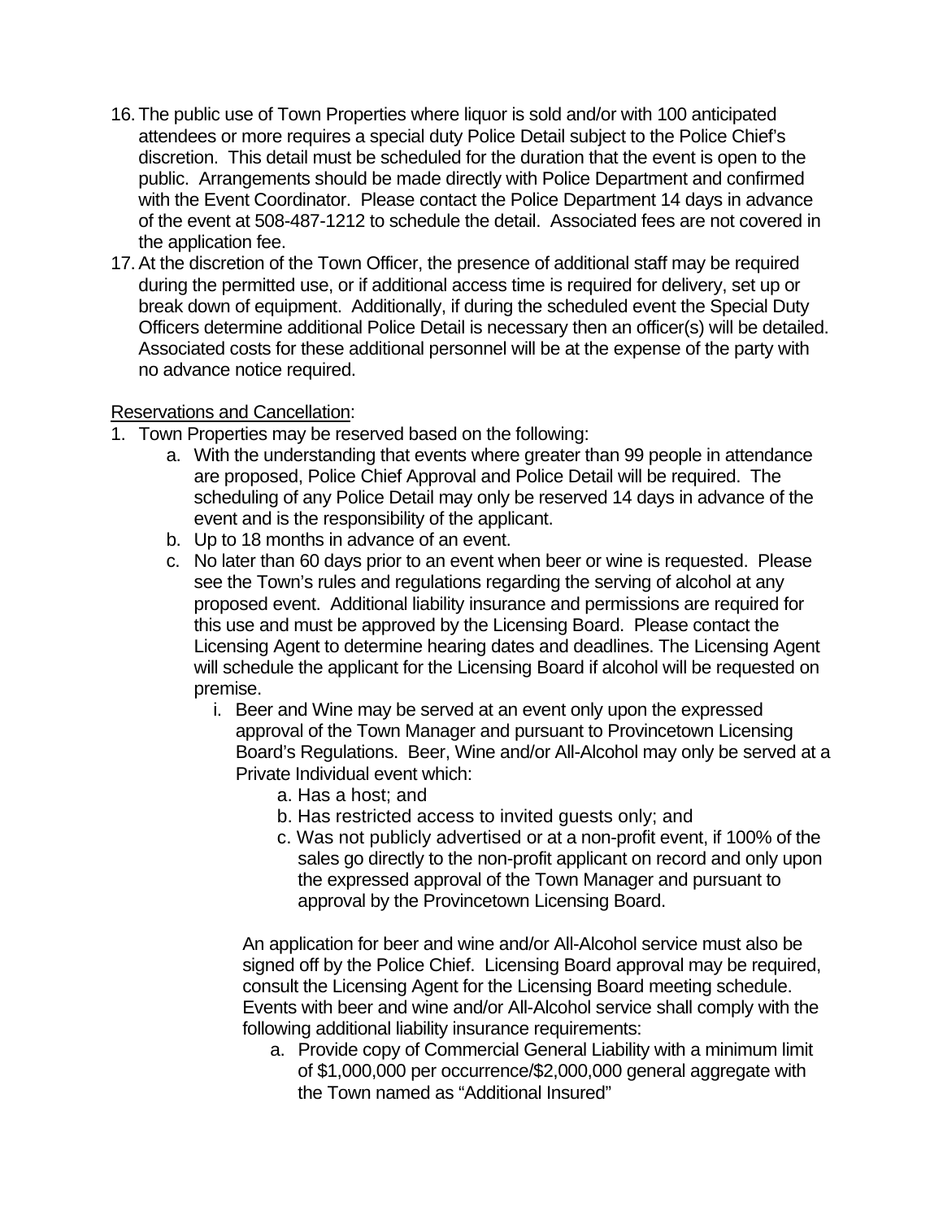16. The public use of Town Properties where liquor is sold and/or with 100 anticipated attendees or more requires a special duty Police Detail subject to the Police Chief's discretion. This detail must be scheduled for the duration that the event is open to the public. Arrangements should be made directly with Police Department and confirmed with the Event Coordinator. Please contact the Police Department 14 days in advance of the event at 508-487-1212 to schedule the detail. Associated fees are not covered in the application fee.
17. At the discretion of the Town Officer, the presence of additional staff may be required during the permitted use, or if additional access time is required for delivery, set up or break down of equipment. Additionally, if during the scheduled event the Special Duty Officers determine additional Police Detail is necessary then an officer(s) will be detailed. Associated costs for these additional personnel will be at the expense of the party with no advance notice required.

<u>Reservations and Cancellation</u>:

1. Town Properties may be reserved based on the following:
    a. With the understanding that events where greater than 99 people in attendance are proposed, Police Chief Approval and Police Detail will be required. The scheduling of any Police Detail may only be reserved 14 days in advance of the event and is the responsibility of the applicant.
    b. Up to 18 months in advance of an event.
    c. No later than 60 days prior to an event when beer or wine is requested. Please see the Town's rules and regulations regarding the serving of alcohol at any proposed event. Additional liability insurance and permissions are required for this use and must be approved by the Licensing Board. Please contact the Licensing Agent to determine hearing dates and deadlines. The Licensing Agent will schedule the applicant for the Licensing Board if alcohol will be requested on premise.
        i. Beer and Wine may be served at an event only upon the expressed approval of the Town Manager and pursuant to Provincetown Licensing Board's Regulations. Beer, Wine and/or All-Alcohol may only be served at a Private Individual event which:
            a. Has a host; and
            b. Has restricted access to invited guests only; and
            c. Was not publicly advertised or at a non-profit event, if 100% of the sales go directly to the non-profit applicant on record and only upon the expressed approval of the Town Manager and pursuant to approval by the Provincetown Licensing Board.

        An application for beer and wine and/or All-Alcohol service must also be signed off by the Police Chief. Licensing Board approval may be required, consult the Licensing Agent for the Licensing Board meeting schedule. Events with beer and wine and/or All-Alcohol service shall comply with the following additional liability insurance requirements:

        a. Provide copy of Commercial General Liability with a minimum limit of $1,000,000 per occurrence/$2,000,000 general aggregate with the Town named as "Additional Insured"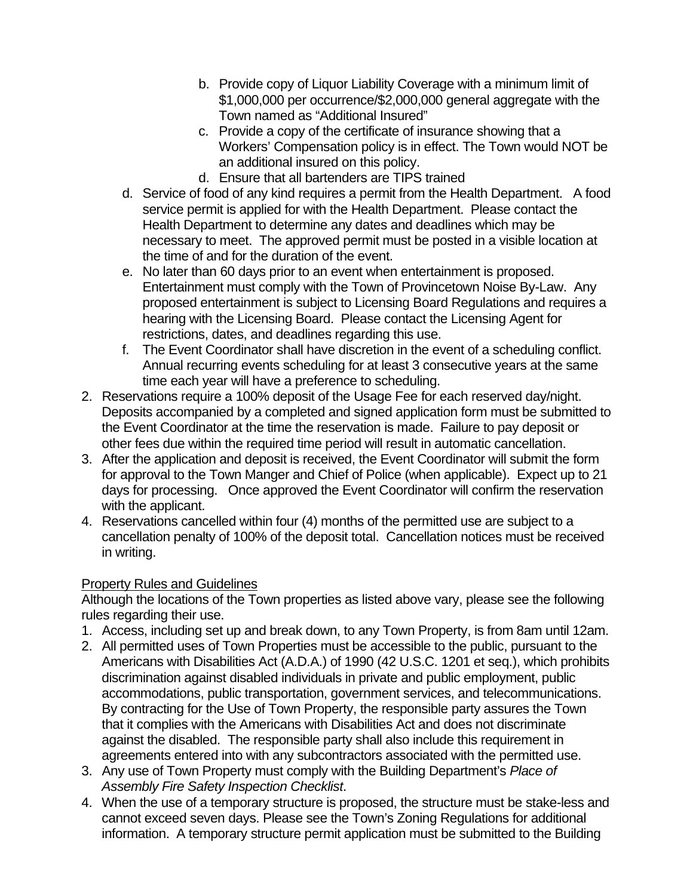b. Provide copy of Liquor Liability Coverage with a minimum limit of $1,000,000 per occurrence/$2,000,000 general aggregate with the Town named as "Additional Insured"
   c. Provide a copy of the certificate of insurance showing that a Workers' Compensation policy is in effect. The Town would NOT be an additional insured on this policy.
   d. Ensure that all bartenders are TIPS trained

d. Service of food of any kind requires a permit from the Health Department. A food service permit is applied for with the Health Department. Please contact the Health Department to determine any dates and deadlines which may be necessary to meet. The approved permit must be posted in a visible location at the time of and for the duration of the event.

e. No later than 60 days prior to an event when entertainment is proposed. Entertainment must comply with the Town of Provincetown Noise By-Law. Any proposed entertainment is subject to Licensing Board Regulations and requires a hearing with the Licensing Board. Please contact the Licensing Agent for restrictions, dates, and deadlines regarding this use.

f. The Event Coordinator shall have discretion in the event of a scheduling conflict. Annual recurring events scheduling for at least 3 consecutive years at the same time each year will have a preference to scheduling.

2. Reservations require a 100% deposit of the Usage Fee for each reserved day/night. Deposits accompanied by a completed and signed application form must be submitted to the Event Coordinator at the time the reservation is made. Failure to pay deposit or other fees due within the required time period will result in automatic cancellation.
3. After the application and deposit is received, the Event Coordinator will submit the form for approval to the Town Manger and Chief of Police (when applicable). Expect up to 21 days for processing. Once approved the Event Coordinator will confirm the reservation with the applicant.
4. Reservations cancelled within four (4) months of the permitted use are subject to a cancellation penalty of 100% of the deposit total. Cancellation notices must be received in writing.

Property Rules and Guidelines

Although the locations of the Town properties as listed above vary, please see the following rules regarding their use.

1. Access, including set up and break down, to any Town Property, is from 8am until 12am.
2. All permitted uses of Town Properties must be accessible to the public, pursuant to the Americans with Disabilities Act (A.D.A.) of 1990 (42 U.S.C. 1201 et seq.), which prohibits discrimination against disabled individuals in private and public employment, public accommodations, public transportation, government services, and telecommunications. By contracting for the Use of Town Property, the responsible party assures the Town that it complies with the Americans with Disabilities Act and does not discriminate against the disabled. The responsible party shall also include this requirement in agreements entered into with any subcontractors associated with the permitted use.
3. Any use of Town Property must comply with the Building Department's *Place of Assembly Fire Safety Inspection Checklist*.
4. When the use of a temporary structure is proposed, the structure must be stake-less and cannot exceed seven days. Please see the Town's Zoning Regulations for additional information. A temporary structure permit application must be submitted to the Building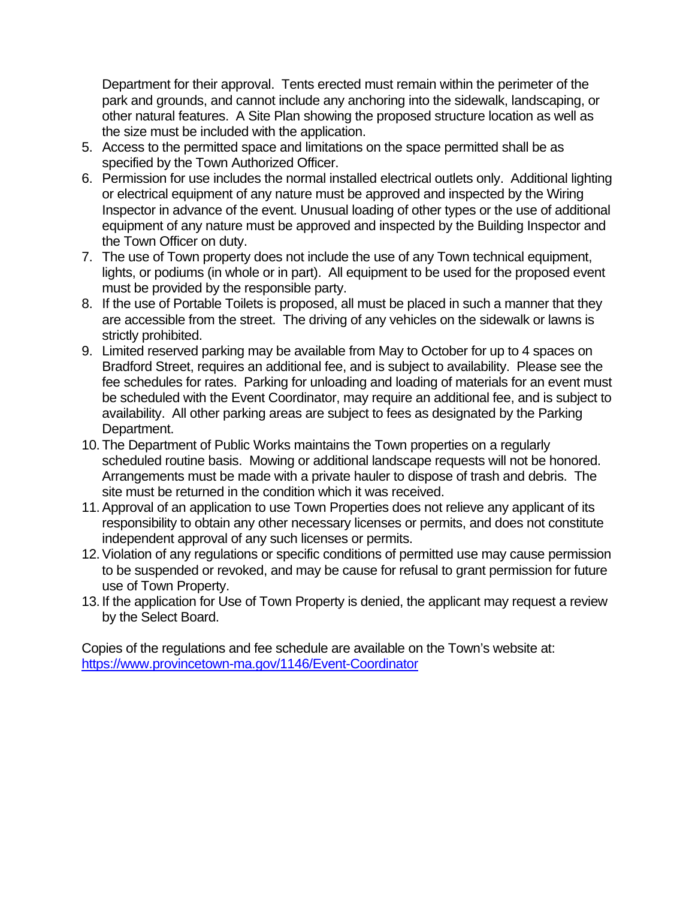Department for their approval. Tents erected must remain within the perimeter of the park and grounds, and cannot include any anchoring into the sidewalk, landscaping, or other natural features. A Site Plan showing the proposed structure location as well as the size must be included with the application.

5. Access to the permitted space and limitations on the space permitted shall be as specified by the Town Authorized Officer.
6. Permission for use includes the normal installed electrical outlets only. Additional lighting or electrical equipment of any nature must be approved and inspected by the Wiring Inspector in advance of the event. Unusual loading of other types or the use of additional equipment of any nature must be approved and inspected by the Building Inspector and the Town Officer on duty.
7. The use of Town property does not include the use of any Town technical equipment, lights, or podiums (in whole or in part). All equipment to be used for the proposed event must be provided by the responsible party.
8. If the use of Portable Toilets is proposed, all must be placed in such a manner that they are accessible from the street. The driving of any vehicles on the sidewalk or lawns is strictly prohibited.
9. Limited reserved parking may be available from May to October for up to 4 spaces on Bradford Street, requires an additional fee, and is subject to availability. Please see the fee schedules for rates. Parking for unloading and loading of materials for an event must be scheduled with the Event Coordinator, may require an additional fee, and is subject to availability. All other parking areas are subject to fees as designated by the Parking Department.
10. The Department of Public Works maintains the Town properties on a regularly scheduled routine basis. Mowing or additional landscape requests will not be honored. Arrangements must be made with a private hauler to dispose of trash and debris. The site must be returned in the condition which it was received.
11. Approval of an application to use Town Properties does not relieve any applicant of its responsibility to obtain any other necessary licenses or permits, and does not constitute independent approval of any such licenses or permits.
12. Violation of any regulations or specific conditions of permitted use may cause permission to be suspended or revoked, and may be cause for refusal to grant permission for future use of Town Property.
13. If the application for Use of Town Property is denied, the applicant may request a review by the Select Board.

Copies of the regulations and fee schedule are available on the Town's website at: [https://www.provincetown-ma.gov/1146/Event-Coordinator](https://www.provincetown-ma.gov/1146/Event-Coordinator)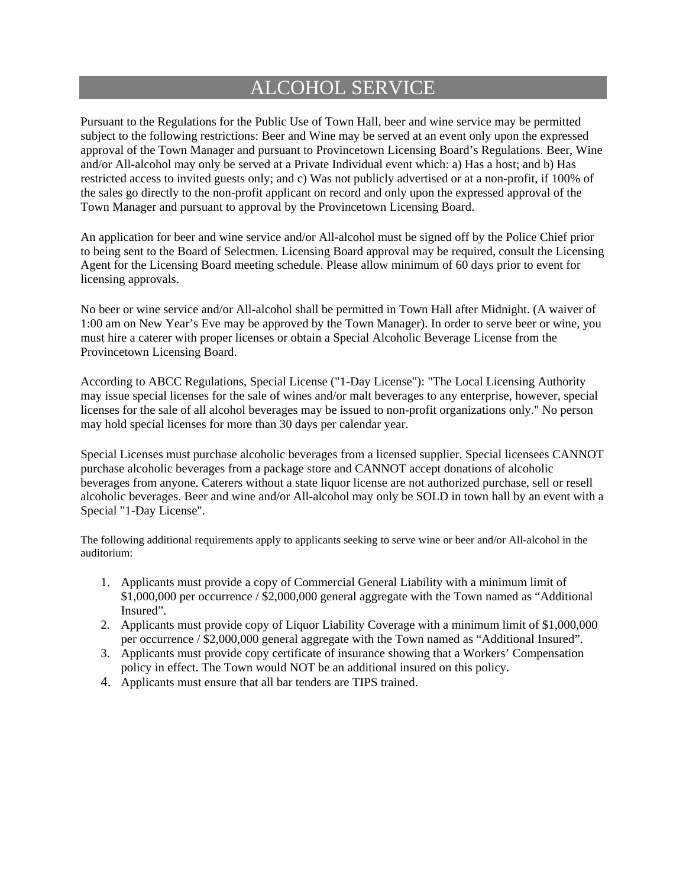# ALCOHOL SERVICE

Pursuant to the Regulations for the Public Use of Town Hall, beer and wine service may be permitted subject to the following restrictions: Beer and Wine may be served at an event only upon the expressed approval of the Town Manager and pursuant to Provincetown Licensing Board's Regulations. Beer, Wine and/or All-alcohol may only be served at a Private Individual event which: a) Has a host; and b) Has restricted access to invited guests only; and c) Was not publicly advertised or at a non-profit, if 100% of the sales go directly to the non-profit applicant on record and only upon the expressed approval of the Town Manager and pursuant to approval by the Provincetown Licensing Board.

An application for beer and wine service and/or All-alcohol must be signed off by the Police Chief prior to being sent to the Board of Selectmen. Licensing Board approval may be required, consult the Licensing Agent for the Licensing Board meeting schedule. Please allow minimum of 60 days prior to event for licensing approvals.

No beer or wine service and/or All-alcohol shall be permitted in Town Hall after Midnight. (A waiver of 1:00 am on New Year's Eve may be approved by the Town Manager). In order to serve beer or wine, you must hire a caterer with proper licenses or obtain a Special Alcoholic Beverage License from the Provincetown Licensing Board.

According to ABCC Regulations, Special License ("1-Day License"): "The Local Licensing Authority may issue special licenses for the sale of wines and/or malt beverages to any enterprise, however, special licenses for the sale of all alcohol beverages may be issued to non-profit organizations only." No person may hold special licenses for more than 30 days per calendar year.

Special Licenses must purchase alcoholic beverages from a licensed supplier. Special licensees CANNOT purchase alcoholic beverages from a package store and CANNOT accept donations of alcoholic beverages from anyone. Caterers without a state liquor license are not authorized purchase, sell or resell alcoholic beverages. Beer and wine and/or All-alcohol may only be SOLD in town hall by an event with a Special "1-Day License".

The following additional requirements apply to applicants seeking to serve wine or beer and/or All-alcohol in the auditorium:

1. Applicants must provide a copy of Commercial General Liability with a minimum limit of $1,000,000 per occurrence / $2,000,000 general aggregate with the Town named as "Additional Insured".
2. Applicants must provide copy of Liquor Liability Coverage with a minimum limit of $1,000,000 per occurrence / $2,000,000 general aggregate with the Town named as "Additional Insured".
3. Applicants must provide copy certificate of insurance showing that a Workers' Compensation policy in effect. The Town would NOT be an additional insured on this policy.
4. Applicants must ensure that all bar tenders are TIPS trained.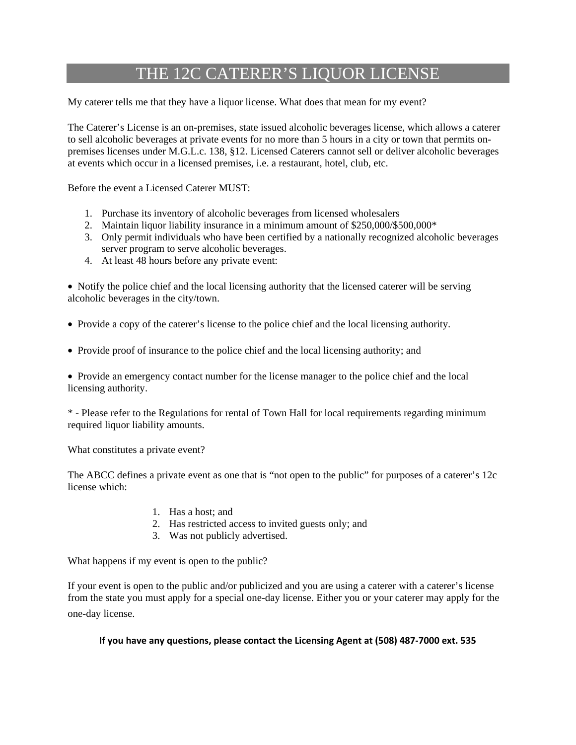# THE 12C CATERER'S LIQUOR LICENSE

My caterer tells me that they have a liquor license. What does that mean for my event?

The Caterer's License is an on-premises, state issued alcoholic beverages license, which allows a caterer to sell alcoholic beverages at private events for no more than 5 hours in a city or town that permits on-premises licenses under M.G.L.c. 138, §12. Licensed Caterers cannot sell or deliver alcoholic beverages at events which occur in a licensed premises, i.e. a restaurant, hotel, club, etc.

Before the event a Licensed Caterer MUST:

1. Purchase its inventory of alcoholic beverages from licensed wholesalers
2. Maintain liquor liability insurance in a minimum amount of $250,000/$500,000*
3. Only permit individuals who have been certified by a nationally recognized alcoholic beverages server program to serve alcoholic beverages.
4. At least 48 hours before any private event:

- Notify the police chief and the local licensing authority that the licensed caterer will be serving alcoholic beverages in the city/town.

- Provide a copy of the caterer's license to the police chief and the local licensing authority.

- Provide proof of insurance to the police chief and the local licensing authority; and

- Provide an emergency contact number for the license manager to the police chief and the local licensing authority.

* - Please refer to the Regulations for rental of Town Hall for local requirements regarding minimum required liquor liability amounts.

What constitutes a private event?

The ABCC defines a private event as one that is "not open to the public" for purposes of a caterer's 12c license which:

1. Has a host; and
2. Has restricted access to invited guests only; and
3. Was not publicly advertised.

What happens if my event is open to the public?

If your event is open to the public and/or publicized and you are using a caterer with a caterer's license from the state you must apply for a special one-day license. Either you or your caterer may apply for the one-day license.

**If you have any questions, please contact the Licensing Agent at (508) 487-7000 ext. 535**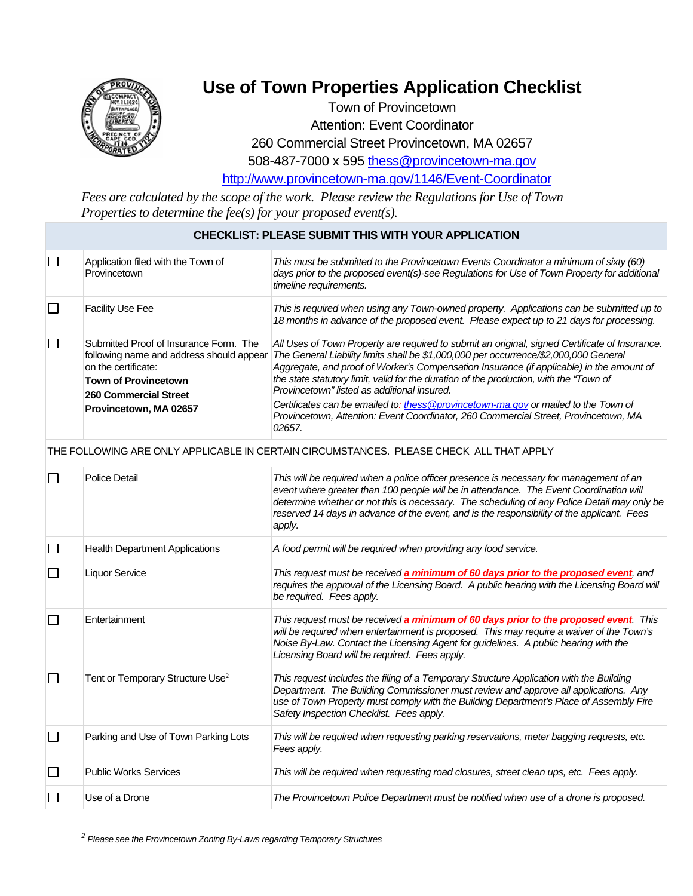# Use of Town Properties Application Checklist

Town of Provincetown
Attention: Event Coordinator
260 Commercial Street Provincetown, MA 02657
508-487-7000 x 595 thess@provincetown-ma.gov
http://www.provincetown-ma.gov/1146/Event-Coordinator

*Fees are calculated by the scope of the work. Please review the Regulations for Use of Town Properties to determine the fee(s) for your proposed event(s).*

| CHECKLIST: PLEASE SUBMIT THIS WITH YOUR APPLICATION | | |
|---|---|---|
| ☐ | Application filed with the Town of Provincetown | *This must be submitted to the Provincetown Events Coordinator a minimum of sixty (60) days prior to the proposed event(s)-see Regulations for Use of Town Property for additional timeline requirements.* |
| ☐ | Facility Use Fee | *This is required when using any Town-owned property. Applications can be submitted up to 18 months in advance of the proposed event. Please expect up to 21 days for processing.* |
| ☐ | Submitted Proof of Insurance Form. The following name and address should appear on the certificate: **Town of Provincetown** **260 Commercial Street** **Provincetown, MA 02657** | *All Uses of Town Property are required to submit an original, signed Certificate of Insurance. The General Liability limits shall be $1,000,000 per occurrence/$2,000,000 General Aggregate, and proof of Worker's Compensation Insurance (if applicable) in the amount of the state statutory limit, valid for the duration of the production, with the "Town of Provincetown" listed as additional insured.* *Certificates can be emailed to: thess@provincetown-ma.gov or mailed to the Town of Provincetown, Attention: Event Coordinator, 260 Commercial Street, Provincetown, MA 02657.* |
| THE FOLLOWING ARE ONLY APPLICABLE IN CERTAIN CIRCUMSTANCES. PLEASE CHECK ALL THAT APPLY | | |
| ☐ | Police Detail | *This will be required when a police officer presence is necessary for management of an event where greater than 100 people will be in attendance. The Event Coordination will determine whether or not this is necessary. The scheduling of any Police Detail may only be reserved 14 days in advance of the event, and is the responsibility of the applicant. Fees apply.* |
| ☐ | Health Department Applications | *A food permit will be required when providing any food service.* |
| ☐ | Liquor Service | *This request must be received* ***a minimum of 60 days prior to the proposed event****, and requires the approval of the Licensing Board. A public hearing with the Licensing Board will be required. Fees apply.* |
| ☐ | Entertainment | *This request must be received* ***a minimum of 60 days prior to the proposed event****. This will be required when entertainment is proposed. This may require a waiver of the Town's Noise By-Law. Contact the Licensing Agent for guidelines. A public hearing with the Licensing Board will be required. Fees apply.* |
| ☐ | Tent or Temporary Structure Use[2] | *This request includes the filing of a Temporary Structure Application with the Building Department. The Building Commissioner must review and approve all applications. Any use of Town Property must comply with the Building Department's Place of Assembly Fire Safety Inspection Checklist. Fees apply.* |
| ☐ | Parking and Use of Town Parking Lots | *This will be required when requesting parking reservations, meter bagging requests, etc. Fees apply.* |
| ☐ | Public Works Services | *This will be required when requesting road closures, street clean ups, etc. Fees apply.* |
| ☐ | Use of a Drone | *The Provincetown Police Department must be notified when use of a drone is proposed.* |

[2] *Please see the Provincetown Zoning By-Laws regarding Temporary Structures*